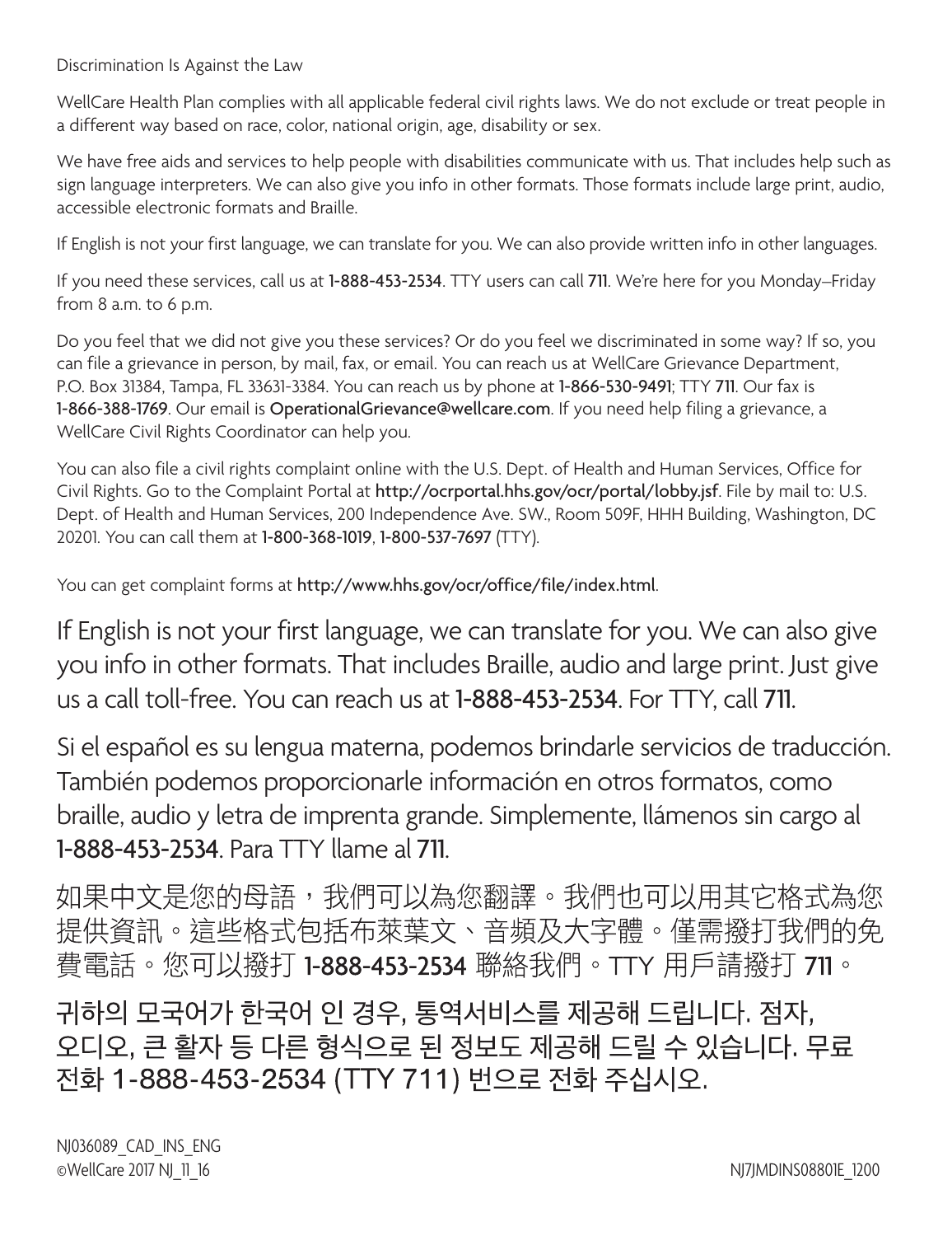# Discrimination Is Against the Law

WellCare Health Plan complies with all applicable federal civil rights laws. We do not exclude or treat people in a different way based on race, color, national origin, age, disability or sex.

We have free aids and services to help people with disabilities communicate with us. That includes help such as sign language interpreters. We can also give you info in other formats. Those formats include large print, audio, accessible electronic formats and Braille.

If English is not your first language, we can translate for you. We can also provide written info in other languages.

If you need these services, call us at **1-888-453-2534**. TTY users can call **711**. We're here for you Monday–Friday from 8 a.m. to 6 p.m.

Do you feel that we did not give you these services? Or do you feel we discriminated in some way? If so, you can file a grievance in person, by mail, fax, or email. You can reach us at WellCare Grievance Department, P.O. Box 31384, Tampa, FL 33631-3384. You can reach us by phone at **1-866-530-9491**; TTY **711**. Our fax is **1-866-388-1769**. Our email is **OperationalGrievance@wellcare.com**. If you need help filing a grievance, a WellCare Civil Rights Coordinator can help you.

You can also file a civil rights complaint online with the U.S. Dept. of Health and Human Services, Office for Civil Rights. Go to the Complaint Portal at **http://ocrportal.hhs.gov/ocr/portal/lobby.jsf**. File by mail to: U.S. Dept. of Health and Human Services, 200 Independence Ave. SW., Room 509F, HHH Building, Washington, DC 20201. You can call them at **1-800-368-1019**, **1-800-537-7697** (TTY).

You can get complaint forms at **http://www.hhs.gov/ocr/office/file/index.html**.

If English is not your first language, we can translate for you. We can also give you info in other formats. That includes Braille, audio and large print. Just give us a call toll-free. You can reach us at **1-888-453-2534**. For TTY, call **711**.

Si el español es su lengua materna, podemos brindarle servicios de traducción. También podemos proporcionarle información en otros formatos, como braille, audio y letra de imprenta grande. Simplemente, llámenos sin cargo al **1-888-453-2534**. Para TTY llame al **711**.

如果中文是您的母語，我們可以為您翻譯。我們也可以用其它格式為您提供資訊。這些格式包括布萊葉文、音頻及大字體。僅需撥打我們的免費電話。您可以撥打 **1-888-453-2534** 聯絡我們。TTY 用戶請撥打 **711**。

귀하의 모국어가 한국어 인 경우, 통역서비스를 제공해 드립니다. 점자, 오디오, 큰 활자 등 다른 형식으로 된 정보도 제공해 드릴 수 있습니다. 무료 전화 1-888-453-2534 (TTY 711) 번으로 전화 주십시오.

NJ036089_CAD_INS_ENG
©WellCare 2017 NJ_11_16

NJ7JMDINS08801E_1200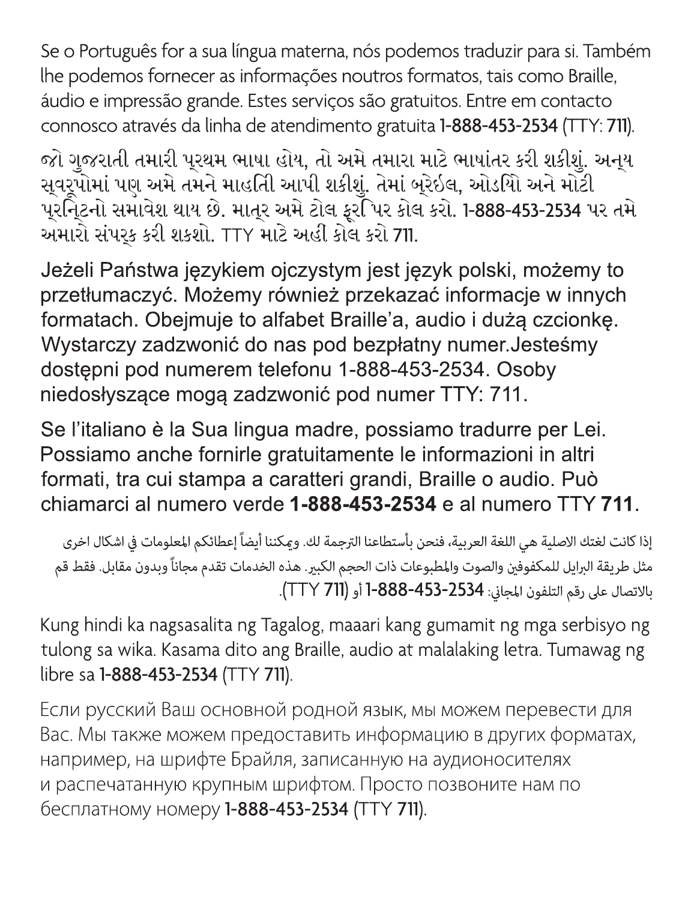Se o Português for a sua língua materna, nós podemos traduzir para si. Também lhe podemos fornecer as informações noutros formatos, tais como Braille, áudio e impressão grande. Estes serviços são gratuitos. Entre em contacto connosco através da linha de atendimento gratuita **1-888-453-2534** (TTY: **711**).

જો ગુજરાતી તમારી પ્રથમ ભાષા હોય, તો અમે તમારા માટે ભાષાંતર કરી શકીશું. અન્ય સ્વરૂપોમાં પણ અમે તમને માહિતી આપી શકીશું. તેમાં બ્રેઈલ, ઓડિયો અને મોટી પ્રિન્ટનો સમાવેશ થાય છે. માત્ર અમે ટોલ ફ્રી પર કોલ કરો. **1-888-453-2534** પર તમે અમારો સંપર્ક કરી શકશો. TTY માટે અહીં કોલ કરો **711**.

Jeżeli Państwa językiem ojczystym jest język polski, możemy to przetłumaczyć. Możemy również przekazać informacje w innych formatach. Obejmuje to alfabet Braille'a, audio i dużą czcionkę. Wystarczy zadzwonić do nas pod bezpłatny numer.Jesteśmy dostępni pod numerem telefonu 1-888-453-2534. Osoby niedosłyszące mogą zadzwonić pod numer TTY: 711.

Se l'italiano è la Sua lingua madre, possiamo tradurre per Lei. Possiamo anche fornirle gratuitamente le informazioni in altri formati, tra cui stampa a caratteri grandi, Braille o audio. Può chiamarci al numero verde **1-888-453-2534** e al numero TTY **711**.

إذا كانت لغتك الاصلية هي اللغة العربية، فنحن بأستطاعنا الترجمة لك. ويمكننا أيضاً إعطائكم المعلومات في اشكال اخرى مثل طريقة البرايل للمكفوفين والصوت والمطبوعات ذات الحجم الكبير. هذه الخدمات تقدم مجاناً وبدون مقابل. فقط قم بالاتصال على رقم التلفون المجاني: **1-888-453-2534** أو (TTY **711**).

Kung hindi ka nagsasalita ng Tagalog, maaari kang gumamit ng mga serbisyo ng tulong sa wika. Kasama dito ang Braille, audio at malalaking letra. Tumawag ng libre sa **1-888-453-2534** (TTY **711**).

Если русский Ваш основной родной язык, мы можем перевести для Вас. Мы также можем предоставить информацию в других форматах, например, на шрифте Брайля, записанную на аудионосителях и распечатанную крупным шрифтом. Просто позвоните нам по бесплатному номеру **1-888-453-2534** (TTY **711**).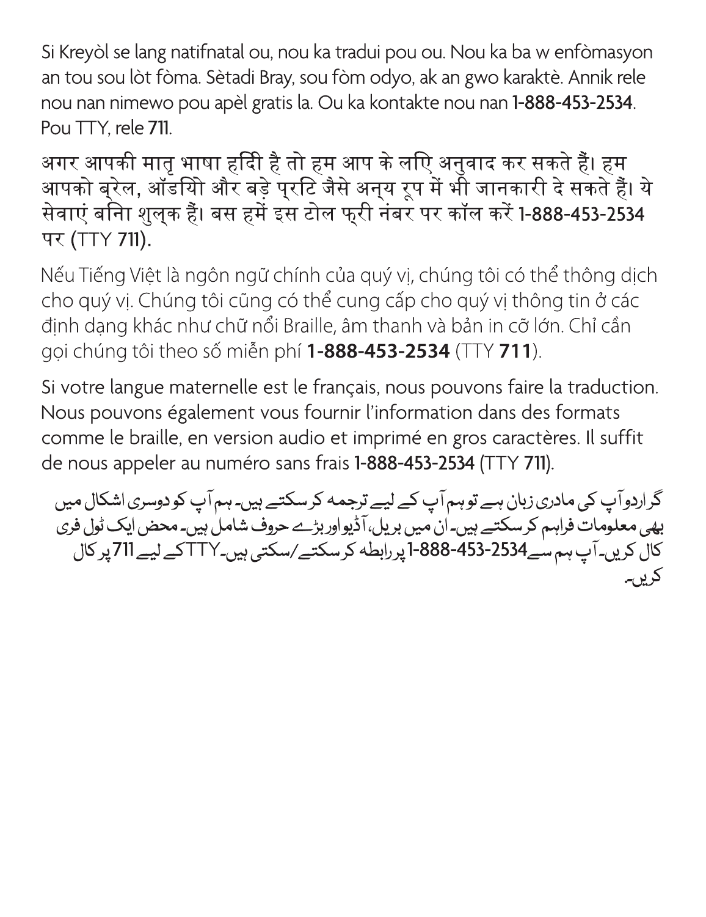Si Kreyòl se lang natifnatal ou, nou ka tradui pou ou. Nou ka ba w enfòmasyon an tou sou lòt fòma. Sètadi Bray, sou fòm odyo, ak an gwo karaktè. Annik rele nou nan nimewo pou apèl gratis la. Ou ka kontakte nou nan **1-888-453-2534**. Pou TTY, rele **711**.

अगर आपकी मातृ भाषा हिंदी है तो हम आप के लिए अनुवाद कर सकते हैं। हम आपको ब्रेल, ऑडियो और बड़े प्रिंट जैसे अन्य रूप में भी जानकारी दे सकते हैं। ये सेवाएं बिना शुल्क हैं। बस हमें इस टोल फ्री नंबर पर कॉल करें **1-888-453-2534** पर (TTY **711**).

Nếu Tiếng Việt là ngôn ngữ chính của quý vị, chúng tôi có thể thông dịch cho quý vị. Chúng tôi cũng có thể cung cấp cho quý vị thông tin ở các định dạng khác như chữ nổi Braille, âm thanh và bản in cỡ lớn. Chỉ cần gọi chúng tôi theo số miễn phí **1-888-453-2534** (TTY **711**).

Si votre langue maternelle est le français, nous pouvons faire la traduction. Nous pouvons également vous fournir l'information dans des formats comme le braille, en version audio et imprimé en gros caractères. Il suffit de nous appeler au numéro sans frais **1-888-453-2534** (TTY **711**).

گر اردو آپ کی مادری زبان ہے تو ہم آپ کے لیے ترجمہ کر سکتے ہیں۔ ہم آپ کو دوسری اشکال میں بھی معلومات فراہم کر سکتے ہیں۔ ان میں بریل، آڈیو اور بڑے حروف شامل ہیں۔ محض ایک ٹول فری کال کریں۔ آپ ہم سے **1-888-453-2534** پر رابطہ کر سکتے/سکتی ہیں۔ TTY کے لیے **711** پر کال کریں۔